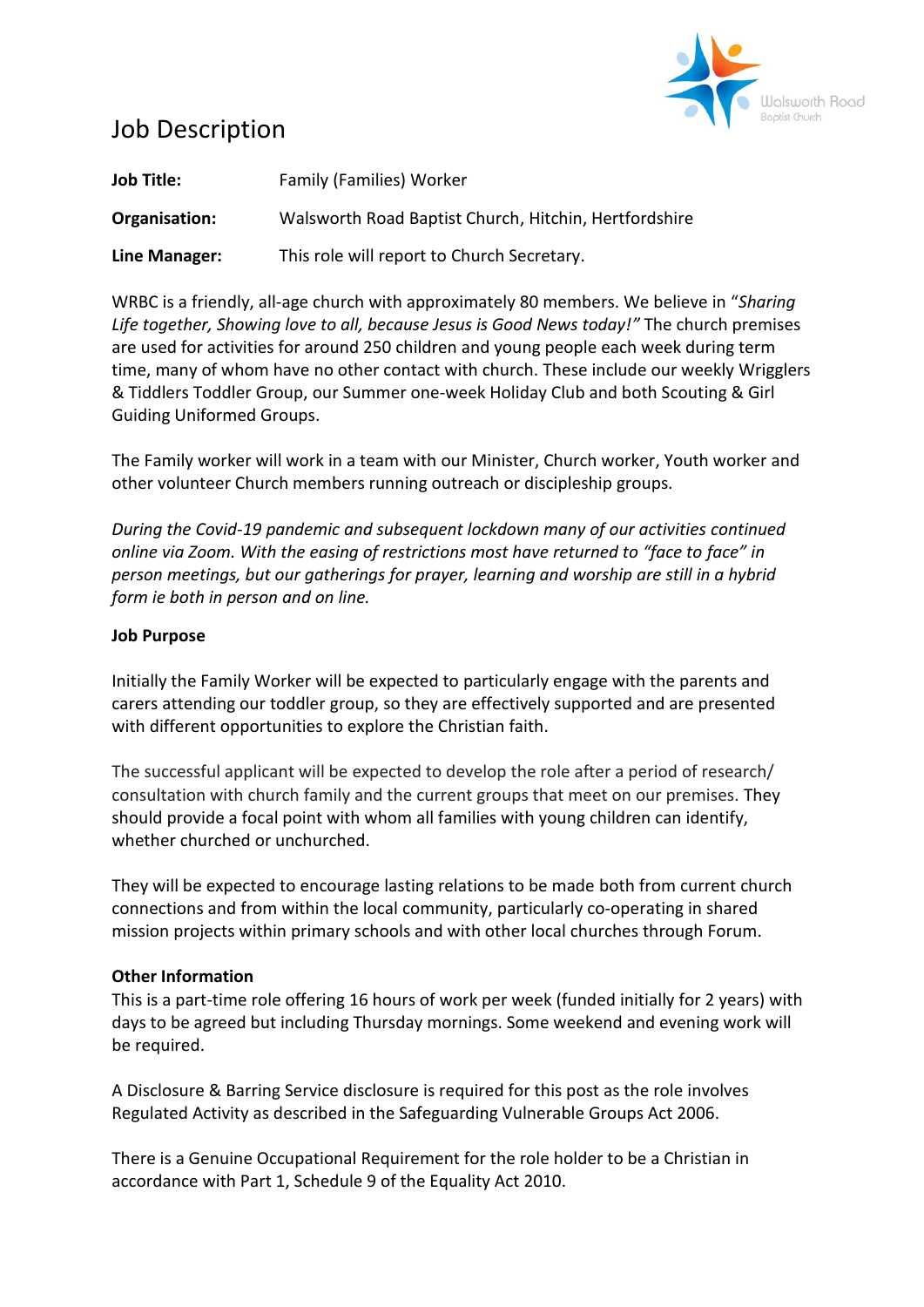# Job Description

**Job Title:** Family (Families) Worker

**Organisation:** Walsworth Road Baptist Church, Hitchin, Hertfordshire

**Line Manager:** This role will report to Church Secretary.

WRBC is a friendly, all-age church with approximately 80 members. We believe in "*Sharing Life together, Showing love to all, because Jesus is Good News today!"* The church premises are used for activities for around 250 children and young people each week during term time, many of whom have no other contact with church. These include our weekly Wrigglers & Tiddlers Toddler Group, our Summer one-week Holiday Club and both Scouting & Girl Guiding Uniformed Groups.

The Family worker will work in a team with our Minister, Church worker, Youth worker and other volunteer Church members running outreach or discipleship groups.

*During the Covid-19 pandemic and subsequent lockdown many of our activities continued online via Zoom. With the easing of restrictions most have returned to "face to face" in person meetings, but our gatherings for prayer, learning and worship are still in a hybrid form ie both in person and on line.*

**Job Purpose**

Initially the Family Worker will be expected to particularly engage with the parents and carers attending our toddler group, so they are effectively supported and are presented with different opportunities to explore the Christian faith.

The successful applicant will be expected to develop the role after a period of research/ consultation with church family and the current groups that meet on our premises. They should provide a focal point with whom all families with young children can identify, whether churched or unchurched.

They will be expected to encourage lasting relations to be made both from current church connections and from within the local community, particularly co-operating in shared mission projects within primary schools and with other local churches through Forum.

**Other Information**

This is a part-time role offering 16 hours of work per week (funded initially for 2 years) with days to be agreed but including Thursday mornings. Some weekend and evening work will be required.

A Disclosure & Barring Service disclosure is required for this post as the role involves Regulated Activity as described in the Safeguarding Vulnerable Groups Act 2006.

There is a Genuine Occupational Requirement for the role holder to be a Christian in accordance with Part 1, Schedule 9 of the Equality Act 2010.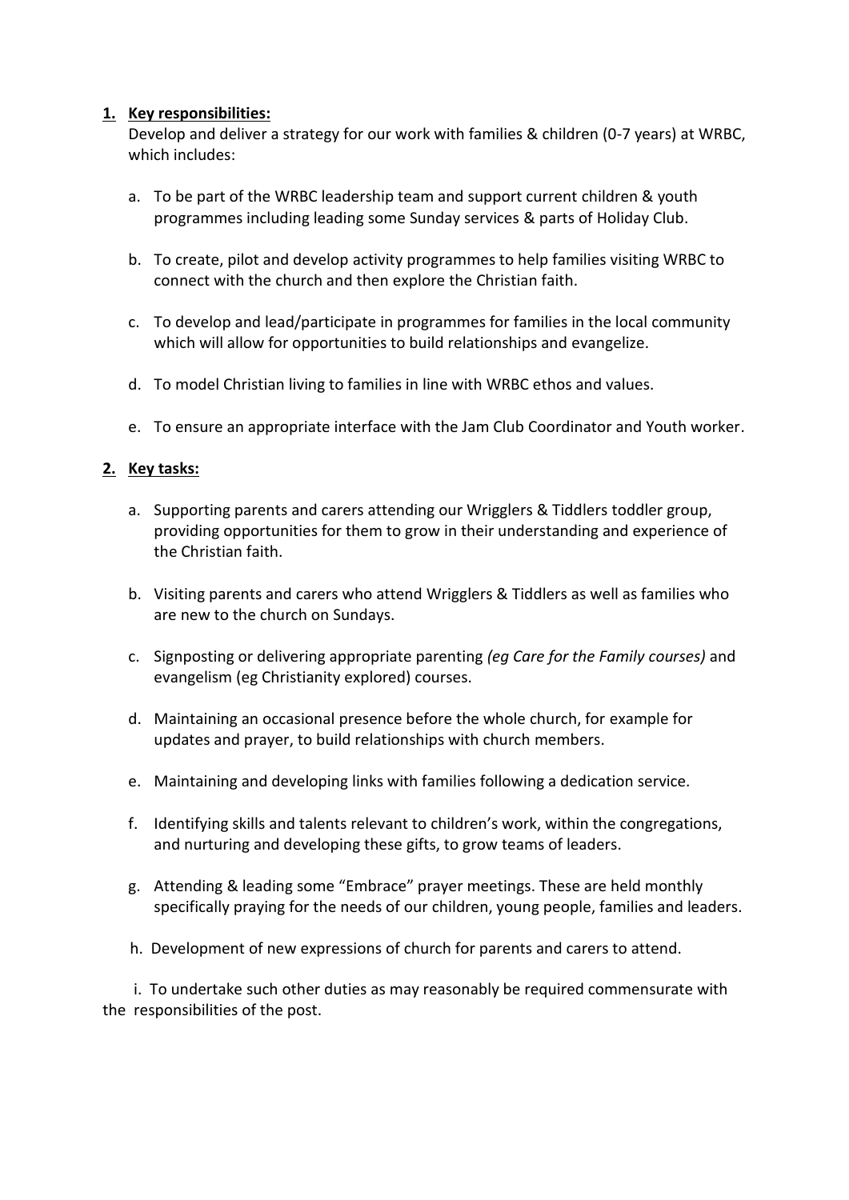1. **Key responsibilities:**

   Develop and deliver a strategy for our work with families & children (0-7 years) at WRBC, which includes:

   a. To be part of the WRBC leadership team and support current children & youth programmes including leading some Sunday services & parts of Holiday Club.

   b. To create, pilot and develop activity programmes to help families visiting WRBC to connect with the church and then explore the Christian faith.

   c. To develop and lead/participate in programmes for families in the local community which will allow for opportunities to build relationships and evangelize.

   d. To model Christian living to families in line with WRBC ethos and values.

   e. To ensure an appropriate interface with the Jam Club Coordinator and Youth worker.

2. **Key tasks:**

   a. Supporting parents and carers attending our Wrigglers & Tiddlers toddler group, providing opportunities for them to grow in their understanding and experience of the Christian faith.

   b. Visiting parents and carers who attend Wrigglers & Tiddlers as well as families who are new to the church on Sundays.

   c. Signposting or delivering appropriate parenting *(eg Care for the Family courses)* and evangelism (eg Christianity explored) courses.

   d. Maintaining an occasional presence before the whole church, for example for updates and prayer, to build relationships with church members.

   e. Maintaining and developing links with families following a dedication service.

   f. Identifying skills and talents relevant to children's work, within the congregations, and nurturing and developing these gifts, to grow teams of leaders.

   g. Attending & leading some "Embrace" prayer meetings. These are held monthly specifically praying for the needs of our children, young people, families and leaders.

   h. Development of new expressions of church for parents and carers to attend.

   i. To undertake such other duties as may reasonably be required commensurate with the responsibilities of the post.